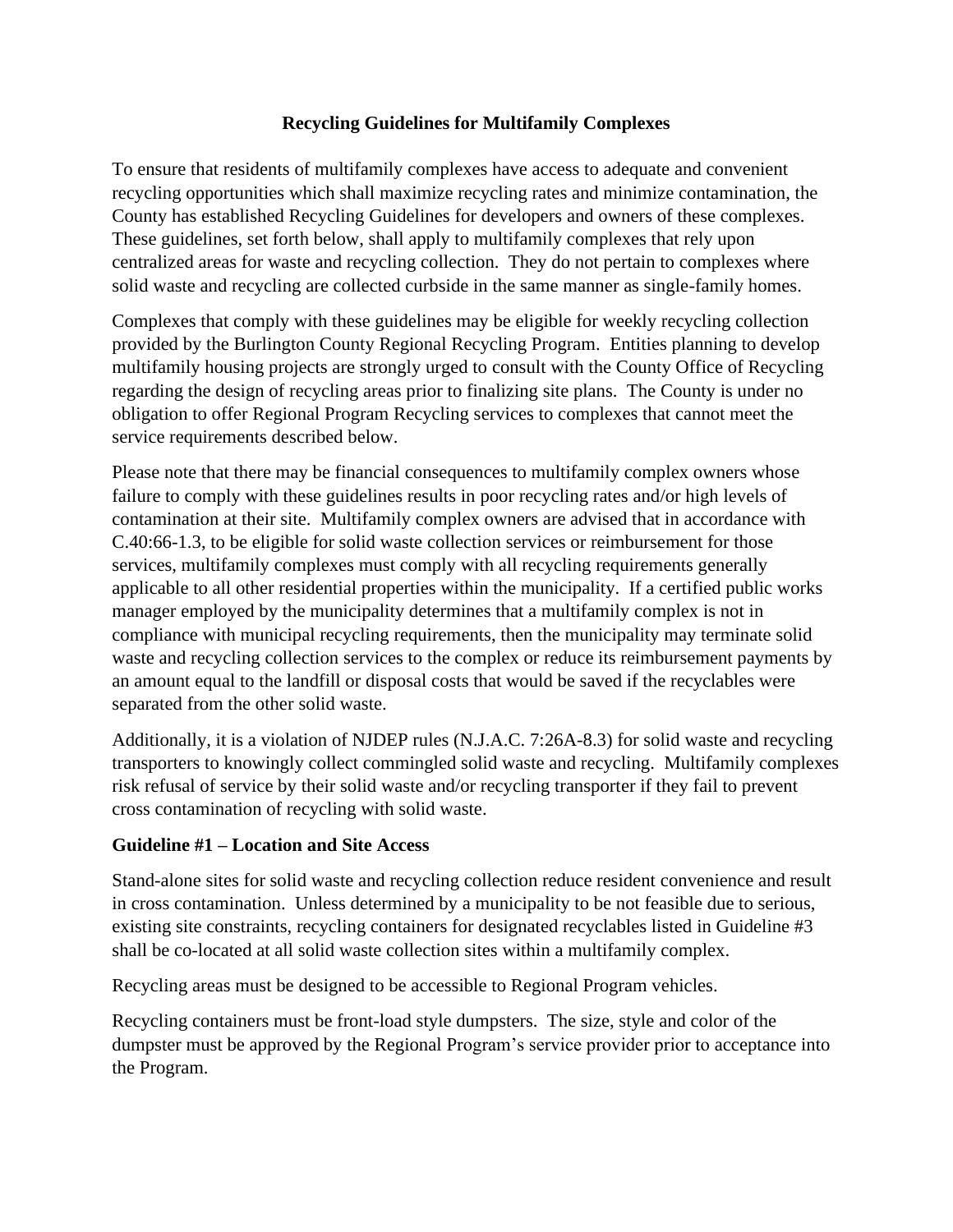# Recycling Guidelines for Multifamily Complexes

To ensure that residents of multifamily complexes have access to adequate and convenient recycling opportunities which shall maximize recycling rates and minimize contamination, the County has established Recycling Guidelines for developers and owners of these complexes. These guidelines, set forth below, shall apply to multifamily complexes that rely upon centralized areas for waste and recycling collection. They do not pertain to complexes where solid waste and recycling are collected curbside in the same manner as single-family homes.

Complexes that comply with these guidelines may be eligible for weekly recycling collection provided by the Burlington County Regional Recycling Program. Entities planning to develop multifamily housing projects are strongly urged to consult with the County Office of Recycling regarding the design of recycling areas prior to finalizing site plans. The County is under no obligation to offer Regional Program Recycling services to complexes that cannot meet the service requirements described below.

Please note that there may be financial consequences to multifamily complex owners whose failure to comply with these guidelines results in poor recycling rates and/or high levels of contamination at their site. Multifamily complex owners are advised that in accordance with C.40:66-1.3, to be eligible for solid waste collection services or reimbursement for those services, multifamily complexes must comply with all recycling requirements generally applicable to all other residential properties within the municipality. If a certified public works manager employed by the municipality determines that a multifamily complex is not in compliance with municipal recycling requirements, then the municipality may terminate solid waste and recycling collection services to the complex or reduce its reimbursement payments by an amount equal to the landfill or disposal costs that would be saved if the recyclables were separated from the other solid waste.

Additionally, it is a violation of NJDEP rules (N.J.A.C. 7:26A-8.3) for solid waste and recycling transporters to knowingly collect commingled solid waste and recycling. Multifamily complexes risk refusal of service by their solid waste and/or recycling transporter if they fail to prevent cross contamination of recycling with solid waste.

### Guideline #1 – Location and Site Access

Stand-alone sites for solid waste and recycling collection reduce resident convenience and result in cross contamination. Unless determined by a municipality to be not feasible due to serious, existing site constraints, recycling containers for designated recyclables listed in Guideline #3 shall be co-located at all solid waste collection sites within a multifamily complex.

Recycling areas must be designed to be accessible to Regional Program vehicles.

Recycling containers must be front-load style dumpsters. The size, style and color of the dumpster must be approved by the Regional Program's service provider prior to acceptance into the Program.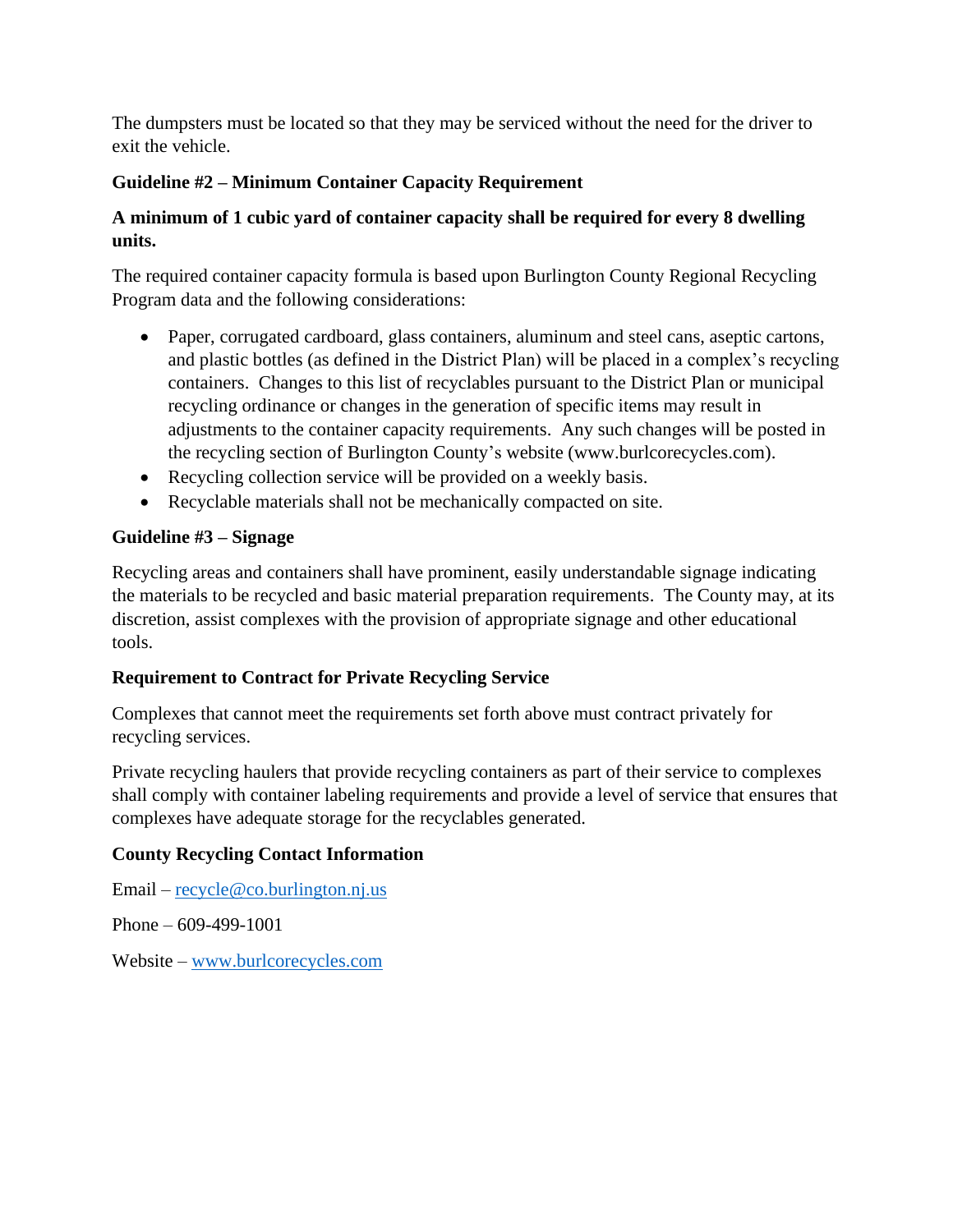The dumpsters must be located so that they may be serviced without the need for the driver to exit the vehicle.

### Guideline #2 – Minimum Container Capacity Requirement

**A minimum of 1 cubic yard of container capacity shall be required for every 8 dwelling units.**

The required container capacity formula is based upon Burlington County Regional Recycling Program data and the following considerations:

- Paper, corrugated cardboard, glass containers, aluminum and steel cans, aseptic cartons, and plastic bottles (as defined in the District Plan) will be placed in a complex's recycling containers. Changes to this list of recyclables pursuant to the District Plan or municipal recycling ordinance or changes in the generation of specific items may result in adjustments to the container capacity requirements. Any such changes will be posted in the recycling section of Burlington County's website (www.burlcorecycles.com).
- Recycling collection service will be provided on a weekly basis.
- Recyclable materials shall not be mechanically compacted on site.

### Guideline #3 – Signage

Recycling areas and containers shall have prominent, easily understandable signage indicating the materials to be recycled and basic material preparation requirements. The County may, at its discretion, assist complexes with the provision of appropriate signage and other educational tools.

### Requirement to Contract for Private Recycling Service

Complexes that cannot meet the requirements set forth above must contract privately for recycling services.

Private recycling haulers that provide recycling containers as part of their service to complexes shall comply with container labeling requirements and provide a level of service that ensures that complexes have adequate storage for the recyclables generated.

### County Recycling Contact Information

Email – [recycle@co.burlington.nj.us](mailto:recycle@co.burlington.nj.us)

Phone – 609-499-1001

Website – [www.burlcorecycles.com](http://www.burlcorecycles.com)